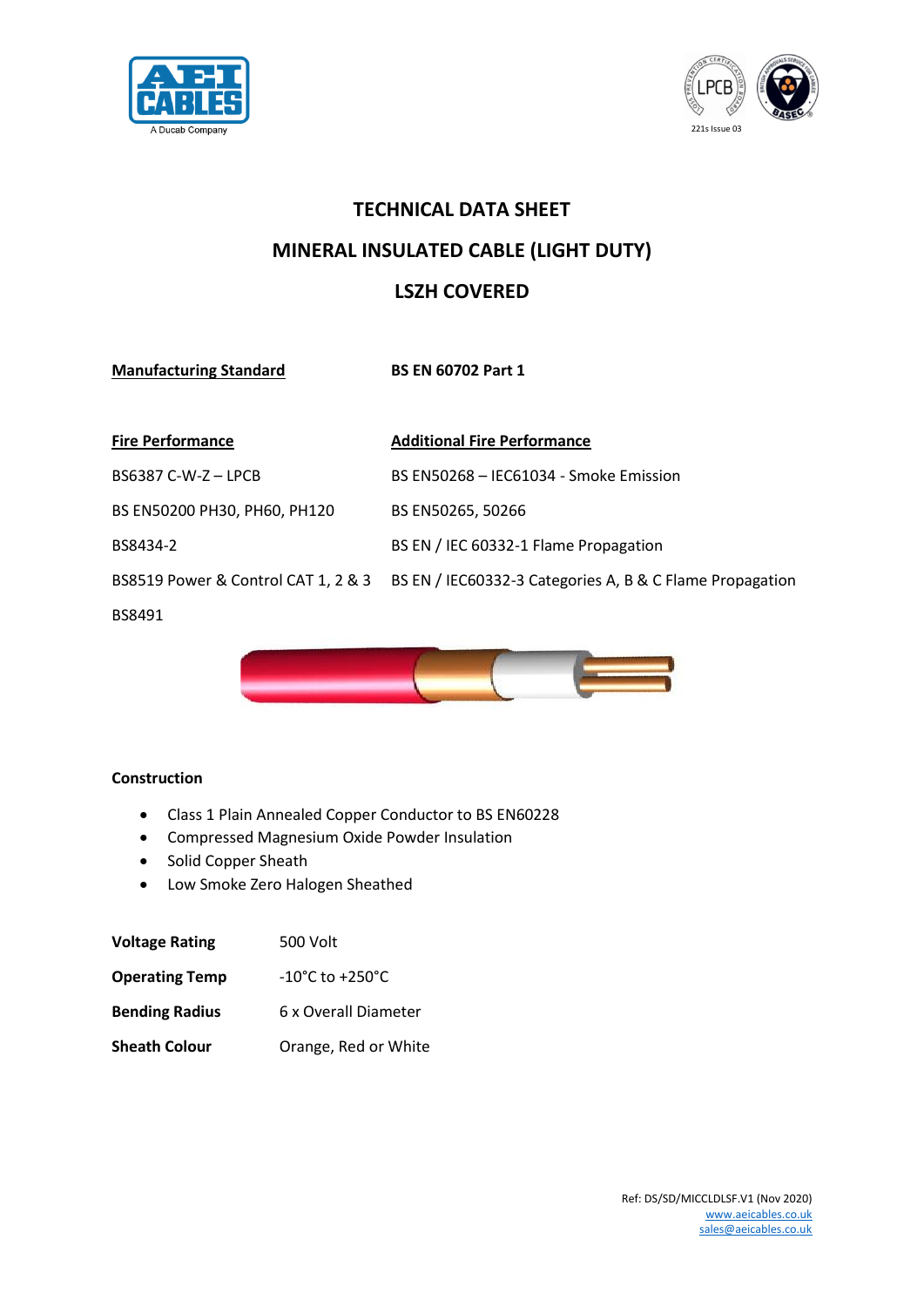# TECHNICAL DATA SHEET

## MINERAL INSULATED CABLE (LIGHT DUTY)

## LSZH COVERED

| **Manufacturing Standard** | **BS EN 60702 Part 1** |
|---|---|

| **Fire Performance** | **Additional Fire Performance** |
|---|---|
| BS6387 C-W-Z – LPCB | BS EN50268 – IEC61034 - Smoke Emission |
| BS EN50200 PH30, PH60, PH120 | BS EN50265, 50266 |
| BS8434-2 | BS EN / IEC 60332-1 Flame Propagation |
| BS8519 Power & Control CAT 1, 2 & 3 | BS EN / IEC60332-3 Categories A, B & C Flame Propagation |
| BS8491 | |

**Construction**

- Class 1 Plain Annealed Copper Conductor to BS EN60228
- Compressed Magnesium Oxide Powder Insulation
- Solid Copper Sheath
- Low Smoke Zero Halogen Sheathed

| | |
|---|---|
| **Voltage Rating** | 500 Volt |
| **Operating Temp** | -10°C to +250°C |
| **Bending Radius** | 6 x Overall Diameter |
| **Sheath Colour** | Orange, Red or White |

Ref: DS/SD/MICCLDLSF.V1 (Nov 2020)
www.aeicables.co.uk
sales@aeicables.co.uk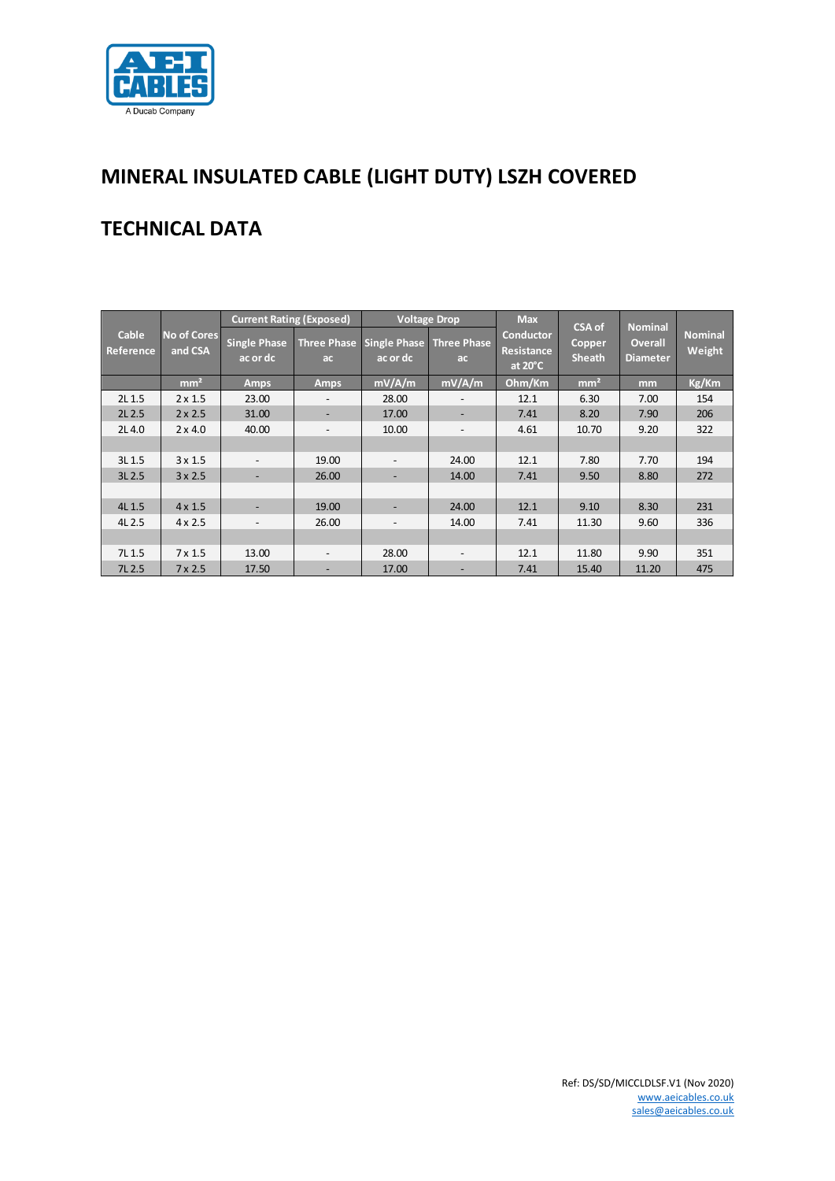# MINERAL INSULATED CABLE (LIGHT DUTY) LSZH COVERED

## TECHNICAL DATA

| Cable Reference | No of Cores and CSA | Current Rating (Exposed) | | Voltage Drop | | Max Conductor Resistance at 20°C | CSA of Copper Sheath | Nominal Overall Diameter | Nominal Weight |
|---|---|---|---|---|---|---|---|---|---|
| | | Single Phase ac or dc | Three Phase ac | Single Phase ac or dc | Three Phase ac | | | | |
| | mm² | Amps | Amps | mV/A/m | mV/A/m | Ohm/Km | mm² | mm | Kg/Km |
| 2L 1.5 | 2 x 1.5 | 23.00 | - | 28.00 | - | 12.1 | 6.30 | 7.00 | 154 |
| 2L 2.5 | 2 x 2.5 | 31.00 | - | 17.00 | - | 7.41 | 8.20 | 7.90 | 206 |
| 2L 4.0 | 2 x 4.0 | 40.00 | - | 10.00 | - | 4.61 | 10.70 | 9.20 | 322 |
| | | | | | | | | | |
| 3L 1.5 | 3 x 1.5 | - | 19.00 | - | 24.00 | 12.1 | 7.80 | 7.70 | 194 |
| 3L 2.5 | 3 x 2.5 | - | 26.00 | - | 14.00 | 7.41 | 9.50 | 8.80 | 272 |
| | | | | | | | | | |
| 4L 1.5 | 4 x 1.5 | - | 19.00 | - | 24.00 | 12.1 | 9.10 | 8.30 | 231 |
| 4L 2.5 | 4 x 2.5 | - | 26.00 | - | 14.00 | 7.41 | 11.30 | 9.60 | 336 |
| | | | | | | | | | |
| 7L 1.5 | 7 x 1.5 | 13.00 | - | 28.00 | - | 12.1 | 11.80 | 9.90 | 351 |
| 7L 2.5 | 7 x 2.5 | 17.50 | - | 17.00 | - | 7.41 | 15.40 | 11.20 | 475 |

Ref: DS/SD/MICCLDLSF.V1 (Nov 2020)
www.aeicables.co.uk
sales@aeicables.co.uk